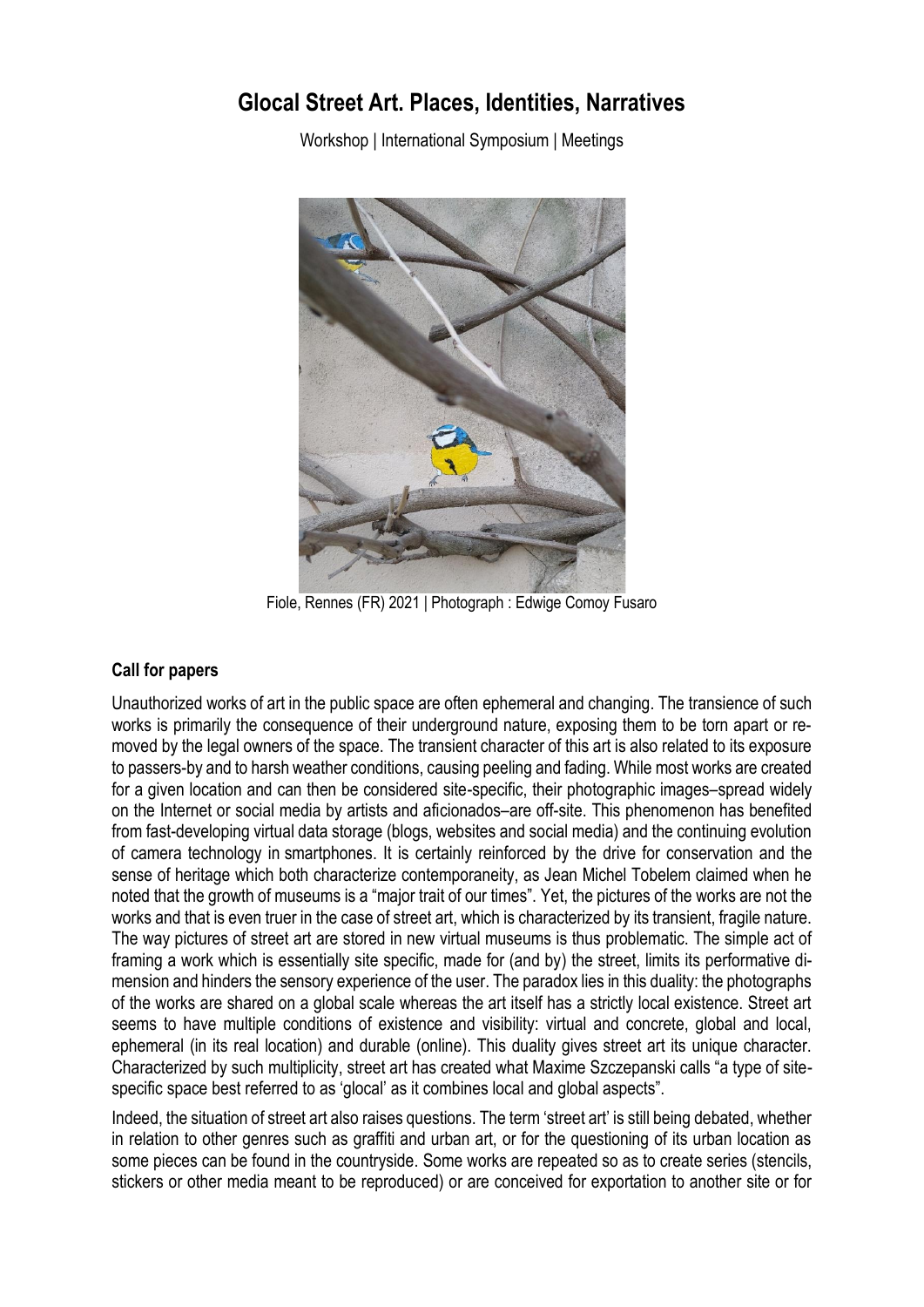# Glocal Street Art. Places, Identities, Narratives

Workshop | International Symposium | Meetings

Fiole, Rennes (FR) 2021 | Photograph : Edwige Comoy Fusaro

## Call for papers

Unauthorized works of art in the public space are often ephemeral and changing. The transience of such works is primarily the consequence of their underground nature, exposing them to be torn apart or removed by the legal owners of the space. The transient character of this art is also related to its exposure to passers-by and to harsh weather conditions, causing peeling and fading. While most works are created for a given location and can then be considered site-specific, their photographic images–spread widely on the Internet or social media by artists and aficionados–are off-site. This phenomenon has benefited from fast-developing virtual data storage (blogs, websites and social media) and the continuing evolution of camera technology in smartphones. It is certainly reinforced by the drive for conservation and the sense of heritage which both characterize contemporaneity, as Jean Michel Tobelem claimed when he noted that the growth of museums is a "major trait of our times". Yet, the pictures of the works are not the works and that is even truer in the case of street art, which is characterized by its transient, fragile nature. The way pictures of street art are stored in new virtual museums is thus problematic. The simple act of framing a work which is essentially site specific, made for (and by) the street, limits its performative dimension and hinders the sensory experience of the user. The paradox lies in this duality: the photographs of the works are shared on a global scale whereas the art itself has a strictly local existence. Street art seems to have multiple conditions of existence and visibility: virtual and concrete, global and local, ephemeral (in its real location) and durable (online). This duality gives street art its unique character. Characterized by such multiplicity, street art has created what Maxime Szczepanski calls "a type of site-specific space best referred to as 'glocal' as it combines local and global aspects".

Indeed, the situation of street art also raises questions. The term 'street art' is still being debated, whether in relation to other genres such as graffiti and urban art, or for the questioning of its urban location as some pieces can be found in the countryside. Some works are repeated so as to create series (stencils, stickers or other media meant to be reproduced) or are conceived for exportation to another site or for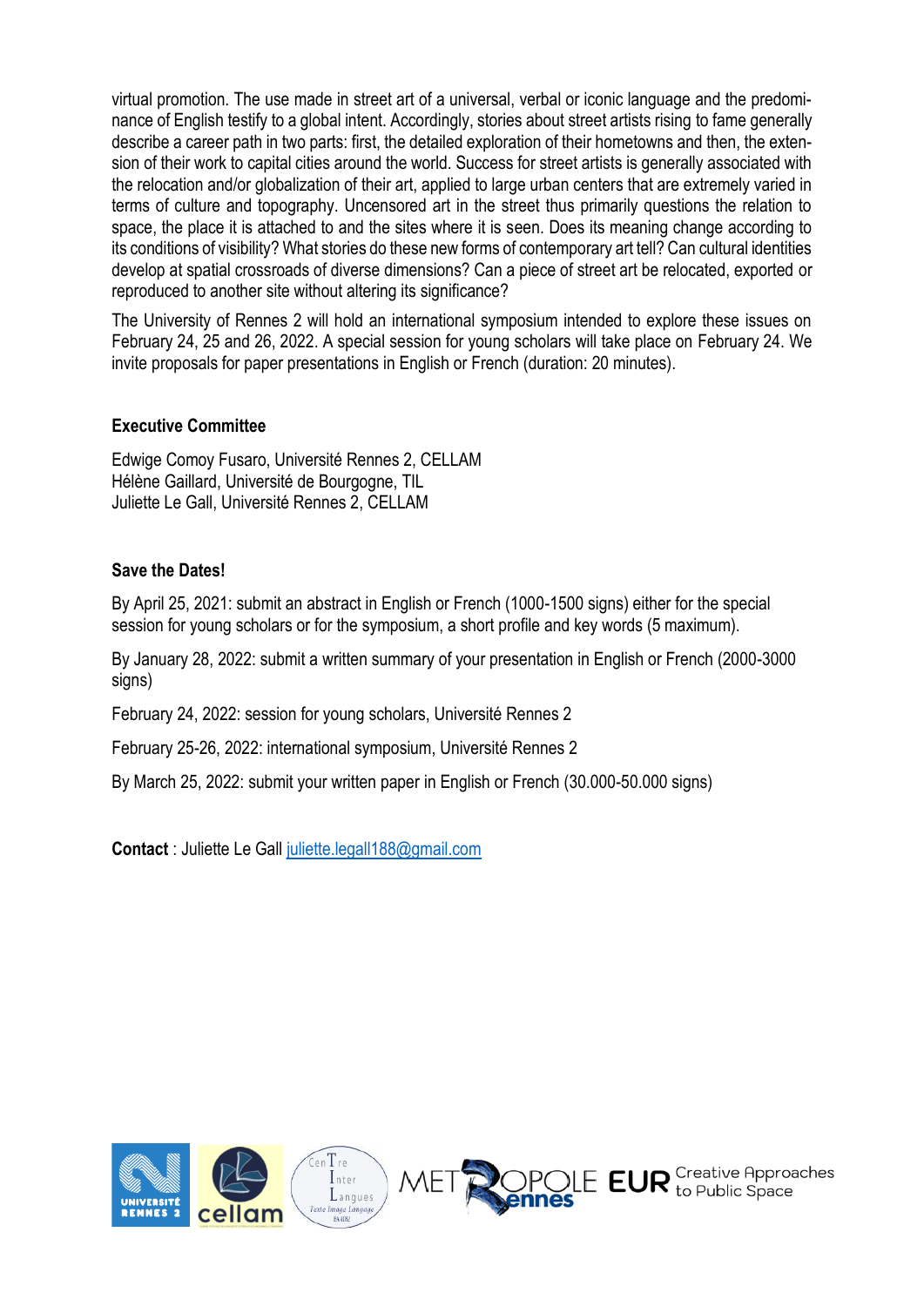virtual promotion. The use made in street art of a universal, verbal or iconic language and the predominance of English testify to a global intent. Accordingly, stories about street artists rising to fame generally describe a career path in two parts: first, the detailed exploration of their hometowns and then, the extension of their work to capital cities around the world. Success for street artists is generally associated with the relocation and/or globalization of their art, applied to large urban centers that are extremely varied in terms of culture and topography. Uncensored art in the street thus primarily questions the relation to space, the place it is attached to and the sites where it is seen. Does its meaning change according to its conditions of visibility? What stories do these new forms of contemporary art tell? Can cultural identities develop at spatial crossroads of diverse dimensions? Can a piece of street art be relocated, exported or reproduced to another site without altering its significance?

The University of Rennes 2 will hold an international symposium intended to explore these issues on February 24, 25 and 26, 2022. A special session for young scholars will take place on February 24. We invite proposals for paper presentations in English or French (duration: 20 minutes).

**Executive Committee**

Edwige Comoy Fusaro, Université Rennes 2, CELLAM
Hélène Gaillard, Université de Bourgogne, TIL
Juliette Le Gall, Université Rennes 2, CELLAM

**Save the Dates!**

By April 25, 2021: submit an abstract in English or French (1000-1500 signs) either for the special session for young scholars or for the symposium, a short profile and key words (5 maximum).

By January 28, 2022: submit a written summary of your presentation in English or French (2000-3000 signs)

February 24, 2022: session for young scholars, Université Rennes 2

February 25-26, 2022: international symposium, Université Rennes 2

By March 25, 2022: submit your written paper in English or French (30.000-50.000 signs)

**Contact** : Juliette Le Gall juliette.legall188@gmail.com